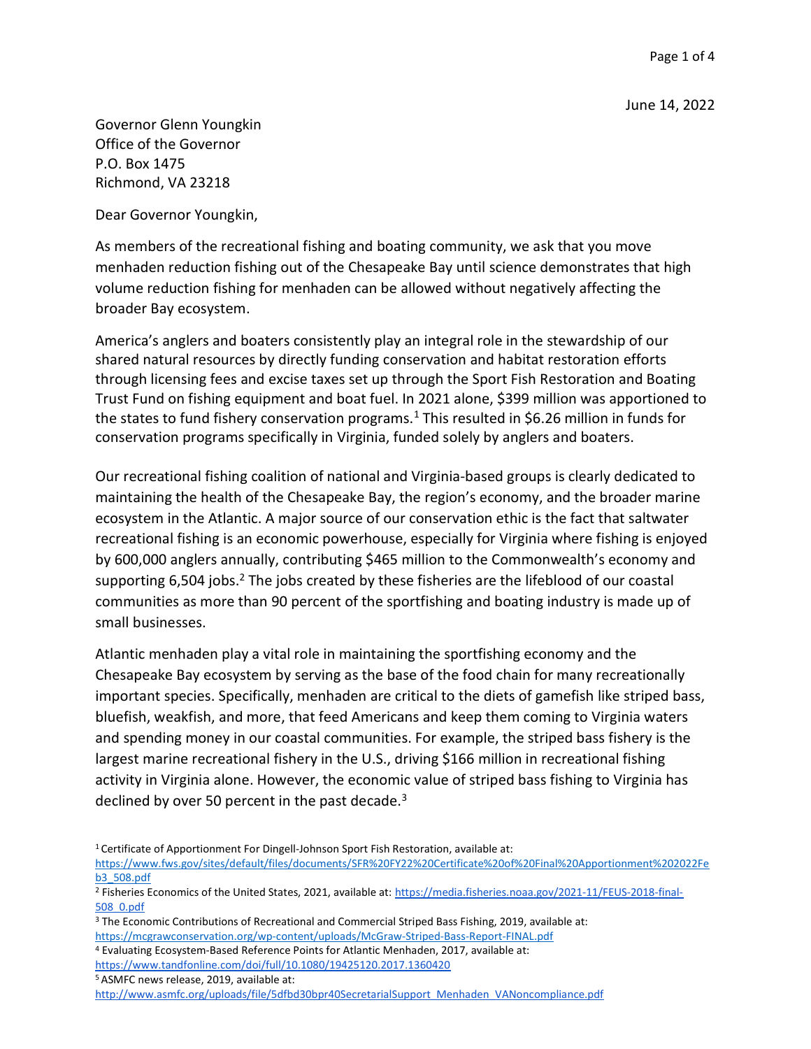June 14, 2022

Governor Glenn Youngkin
Office of the Governor
P.O. Box 1475
Richmond, VA 23218

Dear Governor Youngkin,

As members of the recreational fishing and boating community, we ask that you move menhaden reduction fishing out of the Chesapeake Bay until science demonstrates that high volume reduction fishing for menhaden can be allowed without negatively affecting the broader Bay ecosystem.

America's anglers and boaters consistently play an integral role in the stewardship of our shared natural resources by directly funding conservation and habitat restoration efforts through licensing fees and excise taxes set up through the Sport Fish Restoration and Boating Trust Fund on fishing equipment and boat fuel. In 2021 alone, $399 million was apportioned to the states to fund fishery conservation programs.[1] This resulted in $6.26 million in funds for conservation programs specifically in Virginia, funded solely by anglers and boaters.

Our recreational fishing coalition of national and Virginia-based groups is clearly dedicated to maintaining the health of the Chesapeake Bay, the region's economy, and the broader marine ecosystem in the Atlantic. A major source of our conservation ethic is the fact that saltwater recreational fishing is an economic powerhouse, especially for Virginia where fishing is enjoyed by 600,000 anglers annually, contributing $465 million to the Commonwealth's economy and supporting 6,504 jobs.[2] The jobs created by these fisheries are the lifeblood of our coastal communities as more than 90 percent of the sportfishing and boating industry is made up of small businesses.

Atlantic menhaden play a vital role in maintaining the sportfishing economy and the Chesapeake Bay ecosystem by serving as the base of the food chain for many recreationally important species. Specifically, menhaden are critical to the diets of gamefish like striped bass, bluefish, weakfish, and more, that feed Americans and keep them coming to Virginia waters and spending money in our coastal communities. For example, the striped bass fishery is the largest marine recreational fishery in the U.S., driving $166 million in recreational fishing activity in Virginia alone. However, the economic value of striped bass fishing to Virginia has declined by over 50 percent in the past decade.[3]

---

[1] Certificate of Apportionment For Dingell-Johnson Sport Fish Restoration, available at: https://www.fws.gov/sites/default/files/documents/SFR%20FY22%20Certificate%20of%20Final%20Apportionment%202022Feb3_508.pdf

[2] Fisheries Economics of the United States, 2021, available at: https://media.fisheries.noaa.gov/2021-11/FEUS-2018-final-508_0.pdf

[3] The Economic Contributions of Recreational and Commercial Striped Bass Fishing, 2019, available at: https://mcgrawconservation.org/wp-content/uploads/McGraw-Striped-Bass-Report-FINAL.pdf

[4] Evaluating Ecosystem-Based Reference Points for Atlantic Menhaden, 2017, available at: https://www.tandfonline.com/doi/full/10.1080/19425120.2017.1360420

[5] ASMFC news release, 2019, available at: http://www.asmfc.org/uploads/file/5dfbd30bpr40SecretarialSupport_Menhaden_VANoncompliance.pdf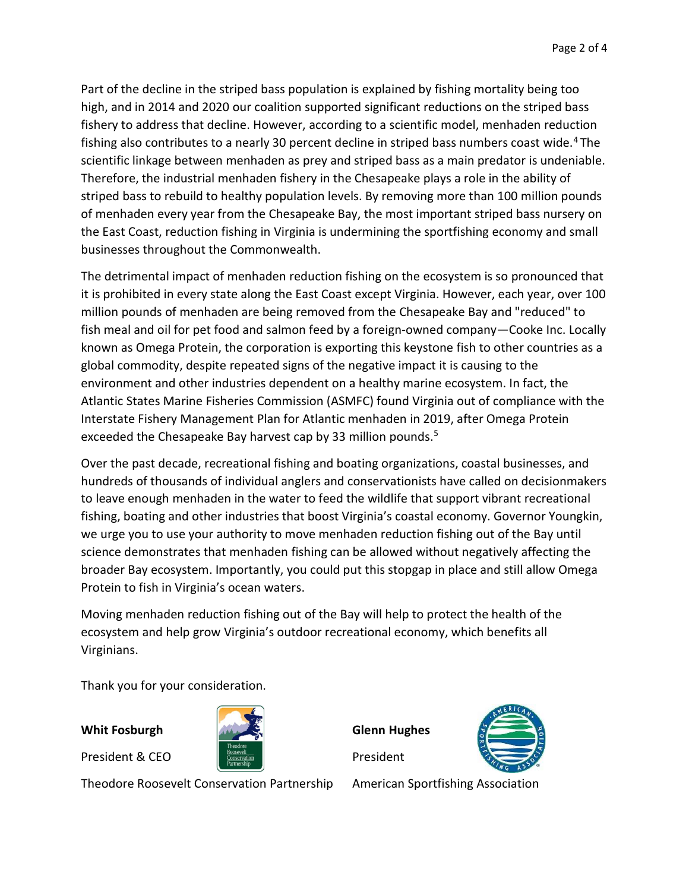Part of the decline in the striped bass population is explained by fishing mortality being too high, and in 2014 and 2020 our coalition supported significant reductions on the striped bass fishery to address that decline. However, according to a scientific model, menhaden reduction fishing also contributes to a nearly 30 percent decline in striped bass numbers coast wide.[4] The scientific linkage between menhaden as prey and striped bass as a main predator is undeniable. Therefore, the industrial menhaden fishery in the Chesapeake plays a role in the ability of striped bass to rebuild to healthy population levels. By removing more than 100 million pounds of menhaden every year from the Chesapeake Bay, the most important striped bass nursery on the East Coast, reduction fishing in Virginia is undermining the sportfishing economy and small businesses throughout the Commonwealth.

The detrimental impact of menhaden reduction fishing on the ecosystem is so pronounced that it is prohibited in every state along the East Coast except Virginia. However, each year, over 100 million pounds of menhaden are being removed from the Chesapeake Bay and "reduced" to fish meal and oil for pet food and salmon feed by a foreign-owned company—Cooke Inc. Locally known as Omega Protein, the corporation is exporting this keystone fish to other countries as a global commodity, despite repeated signs of the negative impact it is causing to the environment and other industries dependent on a healthy marine ecosystem. In fact, the Atlantic States Marine Fisheries Commission (ASMFC) found Virginia out of compliance with the Interstate Fishery Management Plan for Atlantic menhaden in 2019, after Omega Protein exceeded the Chesapeake Bay harvest cap by 33 million pounds.[5]

Over the past decade, recreational fishing and boating organizations, coastal businesses, and hundreds of thousands of individual anglers and conservationists have called on decisionmakers to leave enough menhaden in the water to feed the wildlife that support vibrant recreational fishing, boating and other industries that boost Virginia's coastal economy. Governor Youngkin, we urge you to use your authority to move menhaden reduction fishing out of the Bay until science demonstrates that menhaden fishing can be allowed without negatively affecting the broader Bay ecosystem. Importantly, you could put this stopgap in place and still allow Omega Protein to fish in Virginia's ocean waters.

Moving menhaden reduction fishing out of the Bay will help to protect the health of the ecosystem and help grow Virginia's outdoor recreational economy, which benefits all Virginians.

Thank you for your consideration.

**Whit Fosburgh**
President & CEO
Theodore Roosevelt Conservation Partnership

**Glenn Hughes**
President
American Sportfishing Association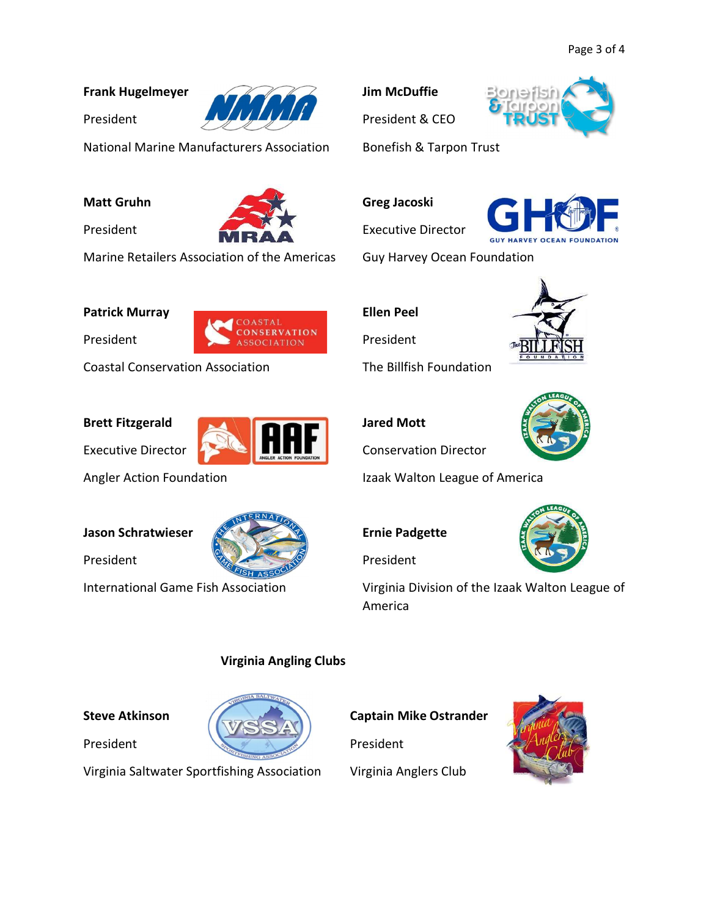**Frank Hugelmeyer**

President

National Marine Manufacturers Association

**Jim McDuffie**

President & CEO

Bonefish & Tarpon Trust

**Matt Gruhn**

President

Marine Retailers Association of the Americas

**Greg Jacoski**

Executive Director

Guy Harvey Ocean Foundation

**Patrick Murray**

President

Coastal Conservation Association

**Ellen Peel**

President

The Billfish Foundation

**Brett Fitzgerald**

Executive Director

Angler Action Foundation

**Jared Mott**

Conservation Director

Izaak Walton League of America

**Jason Schratwieser**

President

International Game Fish Association

**Ernie Padgette**

President

Virginia Division of the Izaak Walton League of America

**Virginia Angling Clubs**

**Steve Atkinson**

President

Virginia Saltwater Sportfishing Association

**Captain Mike Ostrander**

President

Virginia Anglers Club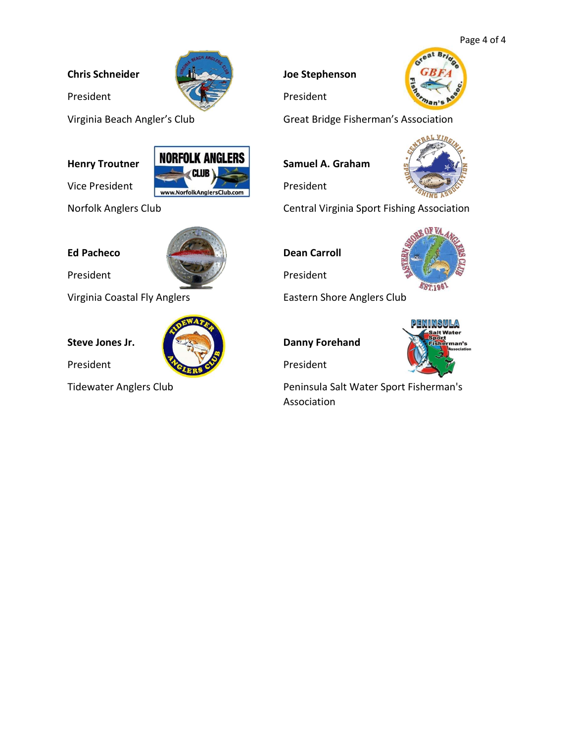**Chris Schneider**

President

Virginia Beach Angler's Club

**Joe Stephenson**

President

Great Bridge Fisherman's Association

**Henry Troutner**

Vice President

Norfolk Anglers Club

**Samuel A. Graham**

President

Central Virginia Sport Fishing Association

**Ed Pacheco**

President

Virginia Coastal Fly Anglers

**Dean Carroll**

President

Eastern Shore Anglers Club

**Steve Jones Jr.**

President

Tidewater Anglers Club

**Danny Forehand**

President

Peninsula Salt Water Sport Fisherman's Association